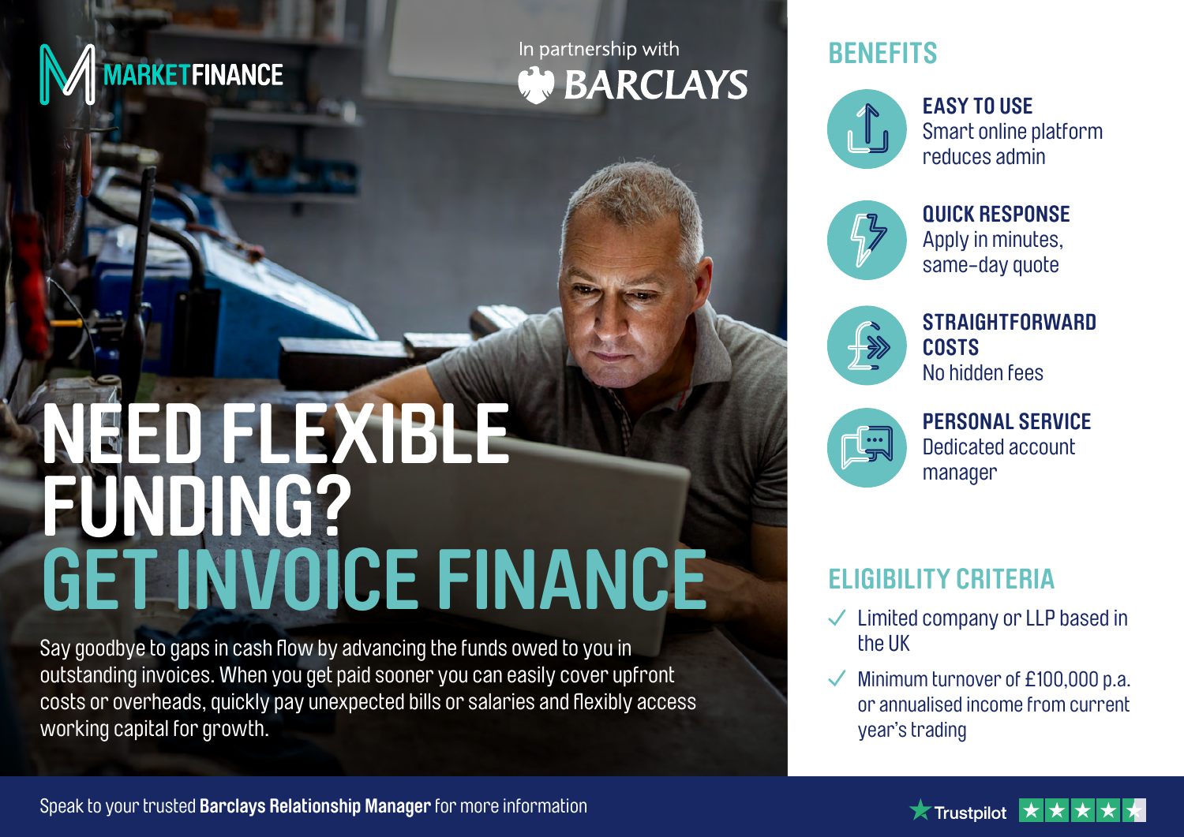MARKETFINANCE

In partnership with BARCLAYS

# NEED FLEXIBLE FUNDING? GET INVOICE FINANCE

Say goodbye to gaps in cash flow by advancing the funds owed to you in outstanding invoices. When you get paid sooner you can easily cover upfront costs or overheads, quickly pay unexpected bills or salaries and flexibly access working capital for growth.

## BENEFITS

**EASY TO USE**
Smart online platform reduces admin

**QUICK RESPONSE**
Apply in minutes, same-day quote

**STRAIGHTFORWARD COSTS**
No hidden fees

**PERSONAL SERVICE**
Dedicated account manager

## ELIGIBILITY CRITERIA

- ✓ Limited company or LLP based in the UK
- ✓ Minimum turnover of £100,000 p.a. or annualised income from current year's trading

Speak to your trusted **Barclays Relationship Manager** for more information

Trustpilot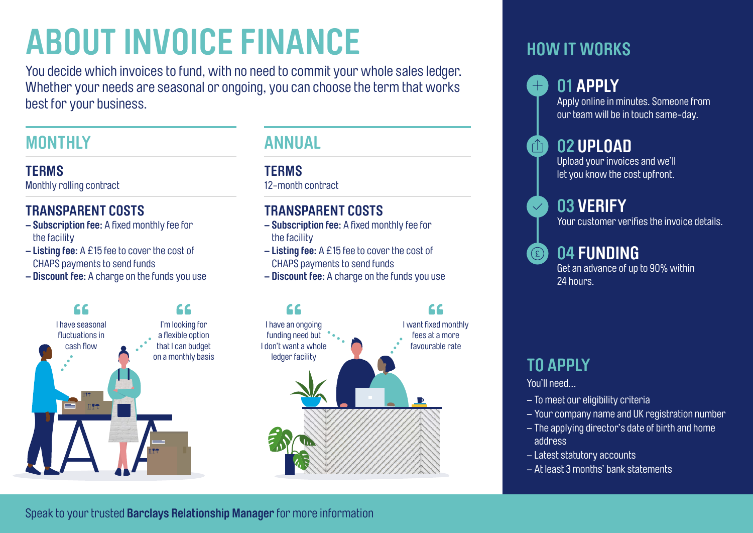# ABOUT INVOICE FINANCE

You decide which invoices to fund, with no need to commit your whole sales ledger. Whether your needs are seasonal or ongoing, you can choose the term that works best for your business.

## MONTHLY

### TERMS

Monthly rolling contract

### TRANSPARENT COSTS

- **Subscription fee:** A fixed monthly fee for the facility
- **Listing fee:** A £15 fee to cover the cost of CHAPS payments to send funds
- **Discount fee:** A charge on the funds you use

“I have seasonal fluctuations in cash flow”

“I'm looking for a flexible option that I can budget on a monthly basis”

## ANNUAL

### TERMS

12-month contract

### TRANSPARENT COSTS

- **Subscription fee:** A fixed monthly fee for the facility
- **Listing fee:** A £15 fee to cover the cost of CHAPS payments to send funds
- **Discount fee:** A charge on the funds you use

“I have an ongoing funding need but I don't want a whole ledger facility”

“I want fixed monthly fees at a more favourable rate”

## HOW IT WORKS

### 01 APPLY

Apply online in minutes. Someone from our team will be in touch same-day.

### 02 UPLOAD

Upload your invoices and we'll let you know the cost upfront.

### 03 VERIFY

Your customer verifies the invoice details.

### 04 FUNDING

Get an advance of up to 90% within 24 hours.

## TO APPLY

You'll need...

- To meet our eligibility criteria
- Your company name and UK registration number
- The applying director's date of birth and home address
- Latest statutory accounts
- At least 3 months' bank statements

Speak to your trusted **Barclays Relationship Manager** for more information